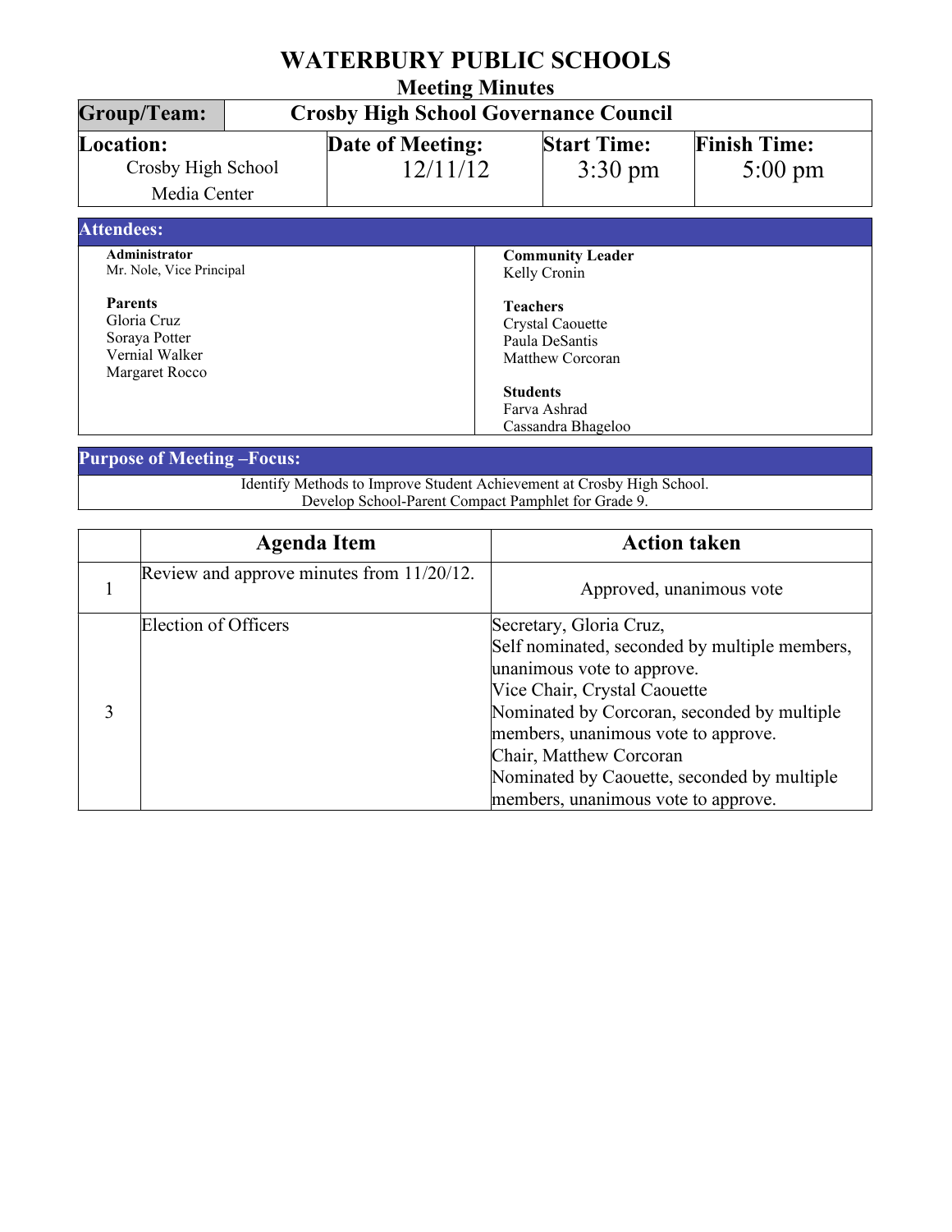# WATERBURY PUBLIC SCHOOLS

## Meeting Minutes

| **Group/Team:** | **Crosby High School Governance Council** | | |
|---|---|---|---|
| **Location:** Crosby High School Media Center | **Date of Meeting:** 12/11/12 | **Start Time:** 3:30 pm | **Finish Time:** 5:00 pm |

### Attendees:

**Administrator**
Mr. Nole, Vice Principal

**Parents**
Gloria Cruz
Soraya Potter
Vernial Walker
Margaret Rocco

**Community Leader**
Kelly Cronin

**Teachers**
Crystal Caouette
Paula DeSantis
Matthew Corcoran

**Students**
Farva Ashrad
Cassandra Bhageloo

### Purpose of Meeting –Focus:

Identify Methods to Improve Student Achievement at Crosby High School.
Develop School-Parent Compact Pamphlet for Grade 9.

| | Agenda Item | Action taken |
|---|---|---|
| 1 | Review and approve minutes from 11/20/12. | Approved, unanimous vote |
| 3 | Election of Officers | Secretary, Gloria Cruz,<br>Self nominated, seconded by multiple members, unanimous vote to approve.<br>Vice Chair, Crystal Caouette<br>Nominated by Corcoran, seconded by multiple members, unanimous vote to approve.<br>Chair, Matthew Corcoran<br>Nominated by Caouette, seconded by multiple members, unanimous vote to approve. |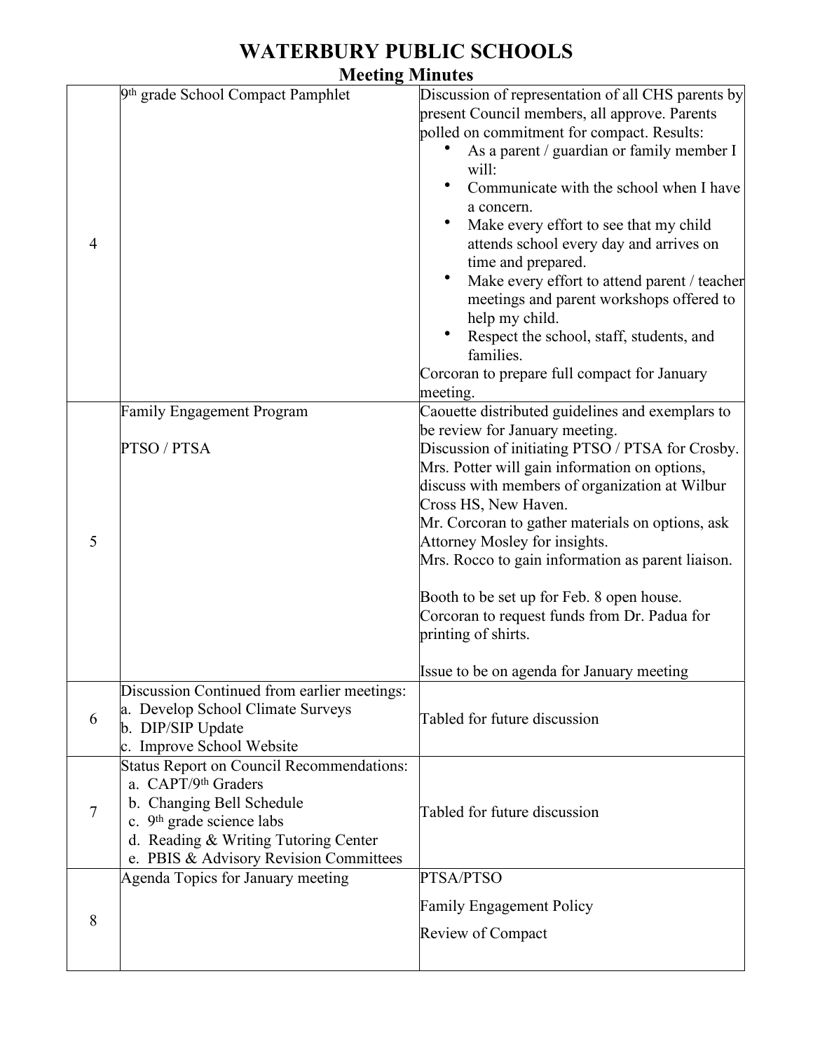# WATERBURY PUBLIC SCHOOLS

## Meeting Minutes

| | | |
|---|---|---|
| 4 | 9th grade School Compact Pamphlet | Discussion of representation of all CHS parents by present Council members, all approve. Parents polled on commitment for compact. Results:<br>• As a parent / guardian or family member I will:<br>• Communicate with the school when I have a concern.<br>• Make every effort to see that my child attends school every day and arrives on time and prepared.<br>• Make every effort to attend parent / teacher meetings and parent workshops offered to help my child.<br>• Respect the school, staff, students, and families.<br>Corcoran to prepare full compact for January meeting. |
| 5 | Family Engagement Program<br><br>PTSO / PTSA | Caouette distributed guidelines and exemplars to be review for January meeting.<br>Discussion of initiating PTSO / PTSA for Crosby. Mrs. Potter will gain information on options, discuss with members of organization at Wilbur Cross HS, New Haven.<br>Mr. Corcoran to gather materials on options, ask Attorney Mosley for insights.<br>Mrs. Rocco to gain information as parent liaison.<br><br>Booth to be set up for Feb. 8 open house. Corcoran to request funds from Dr. Padua for printing of shirts.<br><br>Issue to be on agenda for January meeting |
| 6 | Discussion Continued from earlier meetings:<br>a. Develop School Climate Surveys<br>b. DIP/SIP Update<br>c. Improve School Website | Tabled for future discussion |
| 7 | Status Report on Council Recommendations:<br>a. CAPT/9th Graders<br>b. Changing Bell Schedule<br>c. 9th grade science labs<br>d. Reading & Writing Tutoring Center<br>e. PBIS & Advisory Revision Committees | Tabled for future discussion |
| 8 | Agenda Topics for January meeting | PTSA/PTSO<br><br>Family Engagement Policy<br><br>Review of Compact |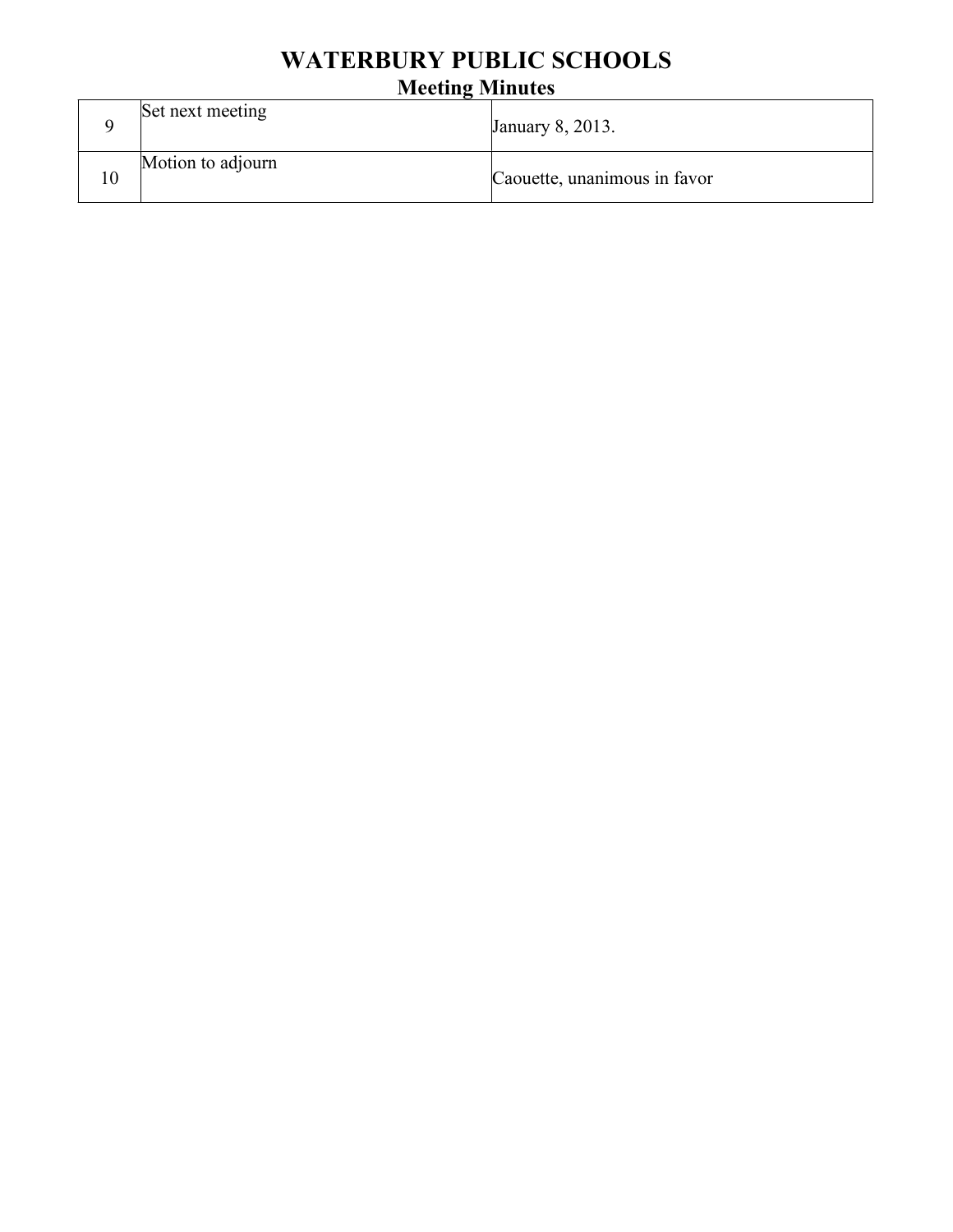# WATERBURY PUBLIC SCHOOLS

## Meeting Minutes

| | | |
|---|---|---|
| 9 | Set next meeting | January 8, 2013. |
| 10 | Motion to adjourn | Caouette, unanimous in favor |